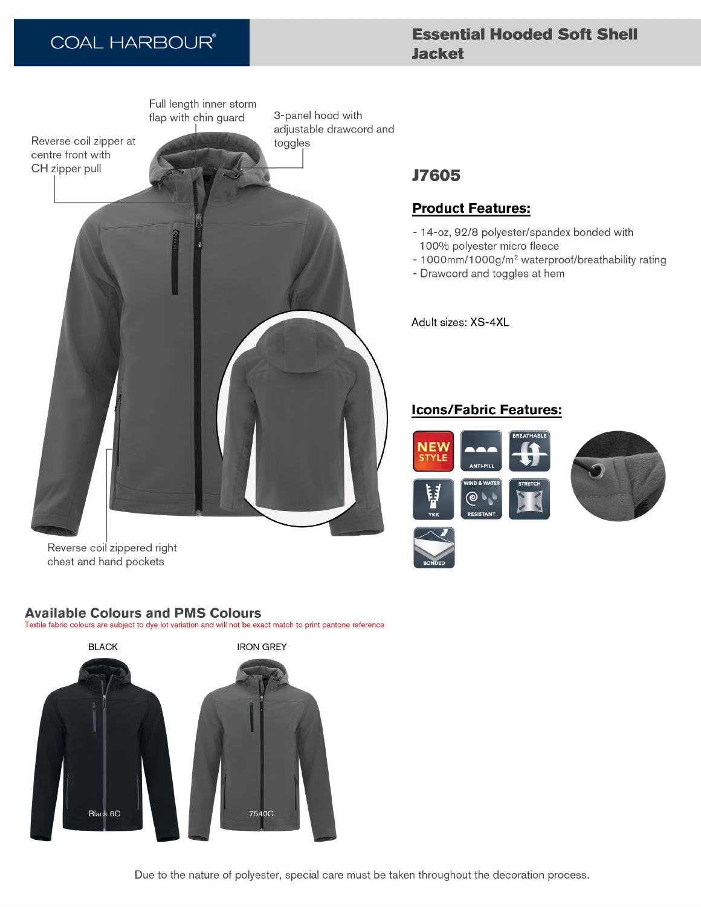COAL HARBOUR®

# Essential Hooded Soft Shell Jacket

Full length inner storm flap with chin guard

3-panel hood with adjustable drawcord and toggles

Reverse coil zipper at centre front with CH zipper pull

Reverse coil zippered right chest and hand pockets

## J7605

## Product Features:

- 14-oz, 92/8 polyester/spandex bonded with 100% polyester micro fleece
- 1000mm/1000g/m² waterproof/breathability rating
- Drawcord and toggles at hem

Adult sizes: XS-4XL

## Icons/Fabric Features:

NEW STYLE, ANTI-PILL, BREATHABLE, YKK, WIND & WATER RESISTANT, STRETCH, BONDED

## Available Colours and PMS Colours

Textile fabric colours are subject to dye lot variation and will not be exact match to print pantone reference

| BLACK | IRON GREY |
| --- | --- |
| Black 6C | 7540C |

Due to the nature of polyester, special care must be taken throughout the decoration process.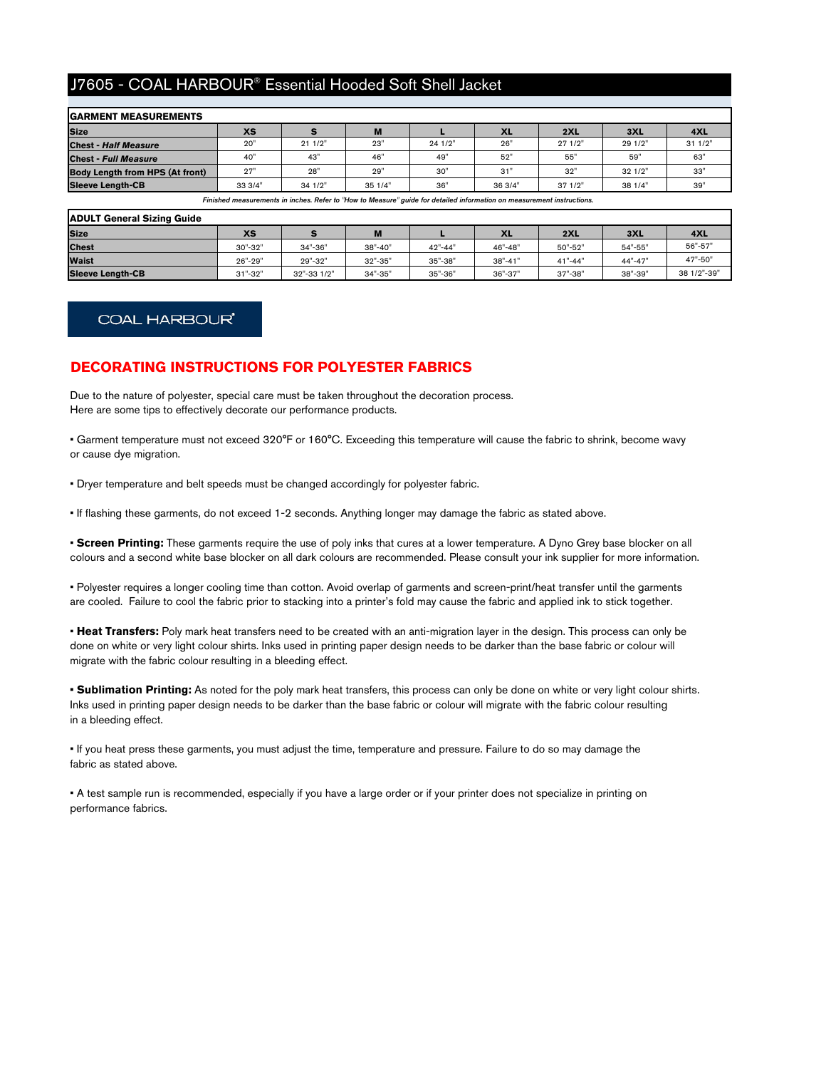# J7605 - COAL HARBOUR® Essential Hooded Soft Shell Jacket

| GARMENT MEASUREMENTS | | | | | | | | |
|---|---|---|---|---|---|---|---|---|
| **Size** | **XS** | **S** | **M** | **L** | **XL** | **2XL** | **3XL** | **4XL** |
| **Chest - *Half Measure*** | 20" | 21 1/2" | 23" | 24 1/2" | 26" | 27 1/2" | 29 1/2" | 31 1/2" |
| **Chest - *Full Measure*** | 40" | 43" | 46" | 49" | 52" | 55" | 59" | 63" |
| **Body Length from HPS (At front)** | 27" | 28" | 29" | 30" | 31" | 32" | 32 1/2" | 33" |
| **Sleeve Length-CB** | 33 3/4" | 34 1/2" | 35 1/4" | 36" | 36 3/4" | 37 1/2" | 38 1/4" | 39" |

***Finished measurements in inches. Refer to "How to Measure" guide for detailed information on measurement instructions.***

| ADULT General Sizing Guide | | | | | | | | |
|---|---|---|---|---|---|---|---|---|
| **Size** | **XS** | **S** | **M** | **L** | **XL** | **2XL** | **3XL** | **4XL** |
| **Chest** | 30"-32" | 34"-36" | 38"-40" | 42"-44" | 46"-48" | 50"-52" | 54"-55" | 56"-57" |
| **Waist** | 26"-29" | 29"-32" | 32"-35" | 35"-38" | 38"-41" | 41"-44" | 44"-47" | 47"-50" |
| **Sleeve Length-CB** | 31"-32" | 32"-33 1/2" | 34"-35" | 35"-36" | 36"-37" | 37"-38" | 38"-39" | 38 1/2"-39" |

COAL HARBOUR®

## DECORATING INSTRUCTIONS FOR POLYESTER FABRICS

Due to the nature of polyester, special care must be taken throughout the decoration process.
Here are some tips to effectively decorate our performance products.

- Garment temperature must not exceed 320°F or 160°C. Exceeding this temperature will cause the fabric to shrink, become wavy or cause dye migration.

- Dryer temperature and belt speeds must be changed accordingly for polyester fabric.

- If flashing these garments, do not exceed 1-2 seconds. Anything longer may damage the fabric as stated above.

- **Screen Printing:** These garments require the use of poly inks that cures at a lower temperature. A Dyno Grey base blocker on all colours and a second white base blocker on all dark colours are recommended. Please consult your ink supplier for more information.

- Polyester requires a longer cooling time than cotton. Avoid overlap of garments and screen-print/heat transfer until the garments are cooled. Failure to cool the fabric prior to stacking into a printer's fold may cause the fabric and applied ink to stick together.

- **Heat Transfers:** Poly mark heat transfers need to be created with an anti-migration layer in the design. This process can only be done on white or very light colour shirts. Inks used in printing paper design needs to be darker than the base fabric or colour will migrate with the fabric colour resulting in a bleeding effect.

- **Sublimation Printing:** As noted for the poly mark heat transfers, this process can only be done on white or very light colour shirts. Inks used in printing paper design needs to be darker than the base fabric or colour will migrate with the fabric colour resulting in a bleeding effect.

- If you heat press these garments, you must adjust the time, temperature and pressure. Failure to do so may damage the fabric as stated above.

- A test sample run is recommended, especially if you have a large order or if your printer does not specialize in printing on performance fabrics.